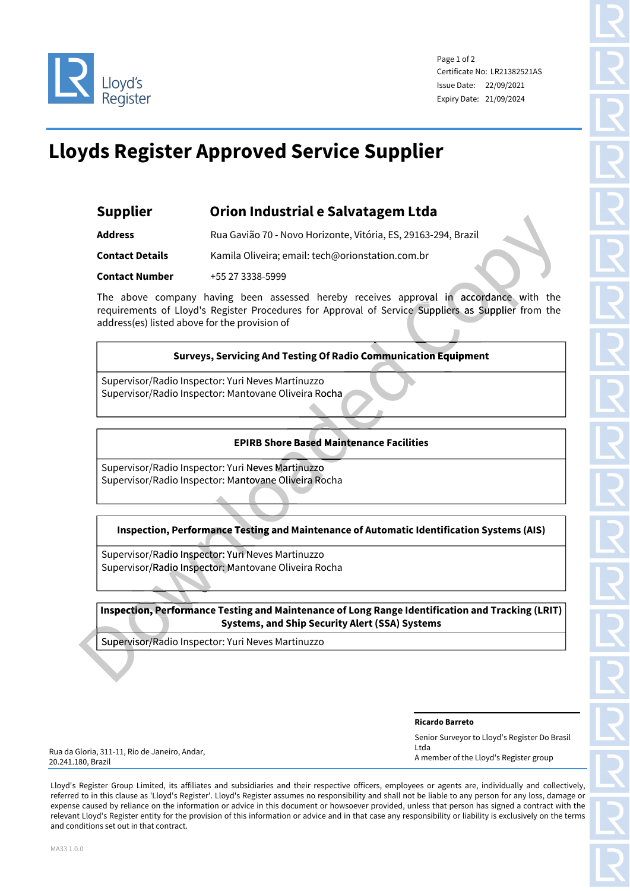Certificate No: LR21382521AS
Issue Date: 22/09/2021
Expiry Date: 21/09/2024

# Lloyds Register Approved Service Supplier

## Supplier Orion Industrial e Salvatagem Ltda

**Address** Rua Gavião 70 - Novo Horizonte, Vitória, ES, 29163-294, Brazil

**Contact Details** Kamila Oliveira; email: tech@orionstation.com.br

**Contact Number** +55 27 3338-5999

The above company having been assessed hereby receives approval in accordance with the requirements of Lloyd's Register Procedures for Approval of Service Suppliers as Supplier from the address(es) listed above for the provision of

| Surveys, Servicing And Testing Of Radio Communication Equipment |
|---|
| Supervisor/Radio Inspector: Yuri Neves Martinuzzo<br>Supervisor/Radio Inspector: Mantovane Oliveira Rocha |

| EPIRB Shore Based Maintenance Facilities |
|---|
| Supervisor/Radio Inspector: Yuri Neves Martinuzzo<br>Supervisor/Radio Inspector: Mantovane Oliveira Rocha |

| Inspection, Performance Testing and Maintenance of Automatic Identification Systems (AIS) |
|---|
| Supervisor/Radio Inspector: Yuri Neves Martinuzzo<br>Supervisor/Radio Inspector: Mantovane Oliveira Rocha |

| Inspection, Performance Testing and Maintenance of Long Range Identification and Tracking (LRIT) Systems, and Ship Security Alert (SSA) Systems |
|---|
| Supervisor/Radio Inspector: Yuri Neves Martinuzzo |

**Ricardo Barreto**
Senior Surveyor to Lloyd's Register Do Brasil Ltda
A member of the Lloyd's Register group

Rua da Gloria, 311-11, Rio de Janeiro, Andar, 20.241.180, Brazil

Lloyd's Register Group Limited, its affiliates and subsidiaries and their respective officers, employees or agents are, individually and collectively, referred to in this clause as 'Lloyd's Register'. Lloyd's Register assumes no responsibility and shall not be liable to any person for any loss, damage or expense caused by reliance on the information or advice in this document or howsoever provided, unless that person has signed a contract with the relevant Lloyd's Register entity for the provision of this information or advice and in that case any responsibility or liability is exclusively on the terms and conditions set out in that contract.

MA33 1.0.0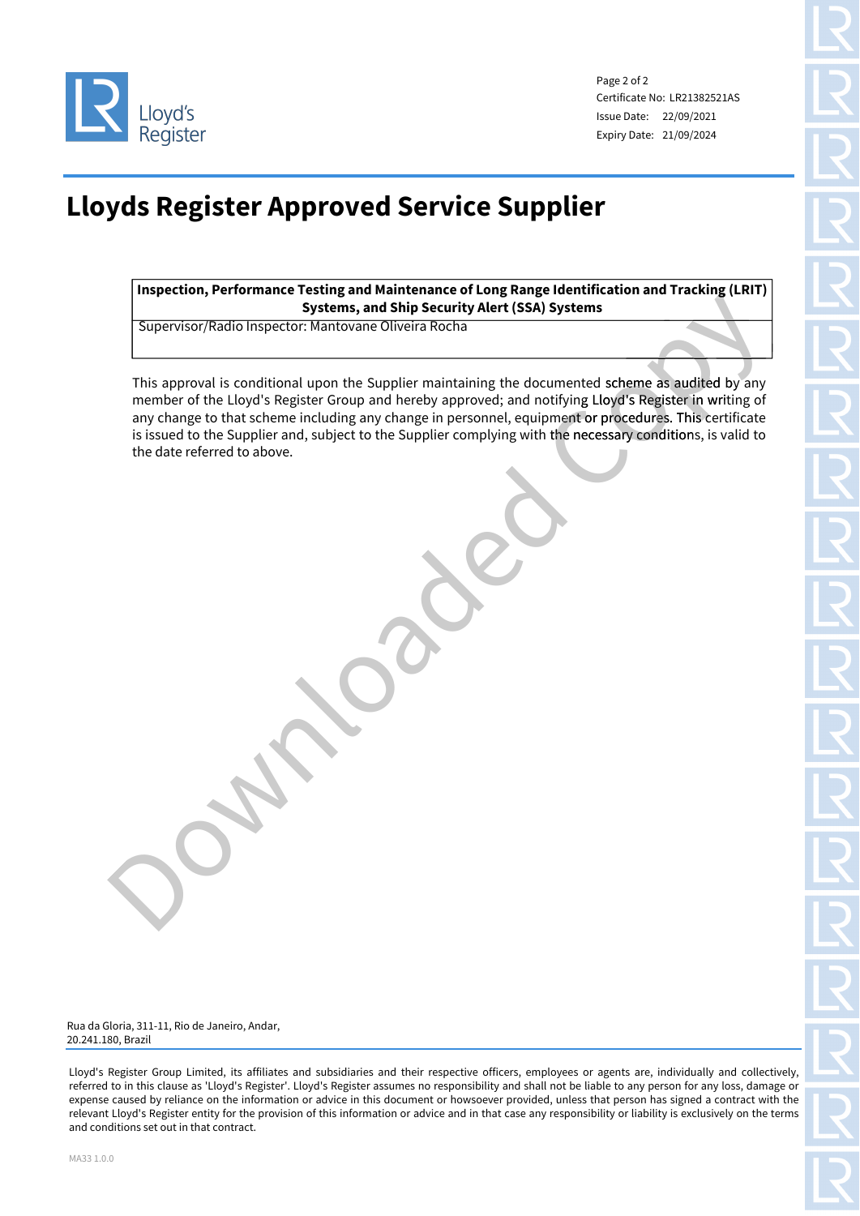Certificate No: LR21382521AS
Issue Date: 22/09/2021
Expiry Date: 21/09/2024

# Lloyds Register Approved Service Supplier

| **Inspection, Performance Testing and Maintenance of Long Range Identification and Tracking (LRIT) Systems, and Ship Security Alert (SSA) Systems** |
| --- |
| Supervisor/Radio Inspector: Mantovane Oliveira Rocha |

This approval is conditional upon the Supplier maintaining the documented scheme as audited by any member of the Lloyd's Register Group and hereby approved; and notifying Lloyd's Register in writing of any change to that scheme including any change in personnel, equipment or procedures. This certificate is issued to the Supplier and, subject to the Supplier complying with the necessary conditions, is valid to the date referred to above.

Rua da Gloria, 311-11, Rio de Janeiro, Andar,
20.241.180, Brazil

Lloyd's Register Group Limited, its affiliates and subsidiaries and their respective officers, employees or agents are, individually and collectively, referred to in this clause as 'Lloyd's Register'. Lloyd's Register assumes no responsibility and shall not be liable to any person for any loss, damage or expense caused by reliance on the information or advice in this document or howsoever provided, unless that person has signed a contract with the relevant Lloyd's Register entity for the provision of this information or advice and in that case any responsibility or liability is exclusively on the terms and conditions set out in that contract.

MA33 1.0.0